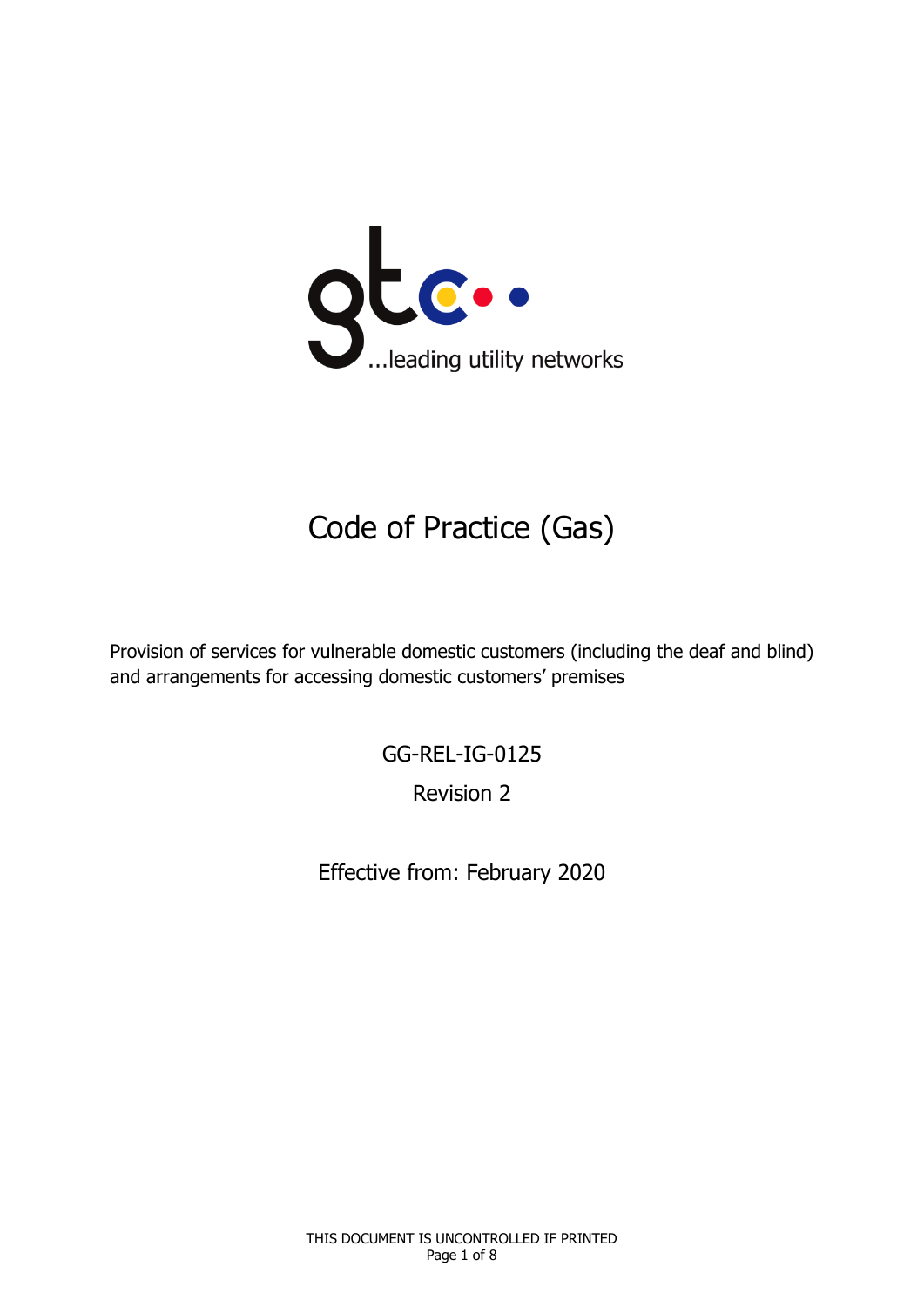...leading utility networks

# Code of Practice (Gas)

Provision of services for vulnerable domestic customers (including the deaf and blind) and arrangements for accessing domestic customers' premises

GG-REL-IG-0125

Revision 2

Effective from: February 2020

THIS DOCUMENT IS UNCONTROLLED IF PRINTED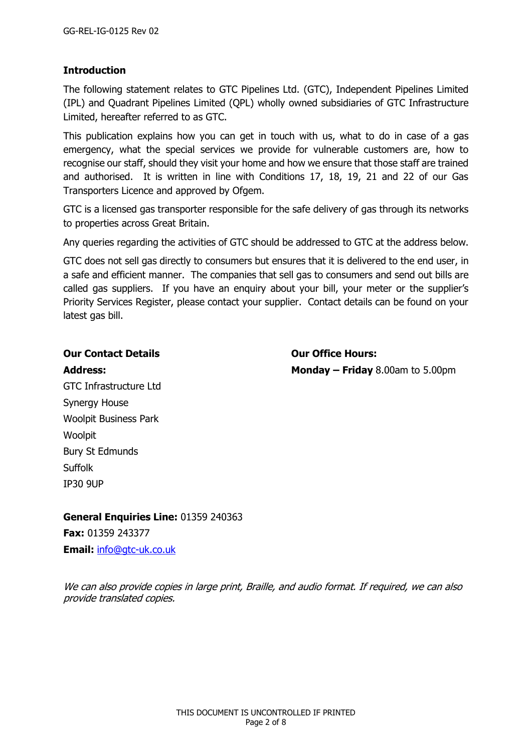## Introduction

The following statement relates to GTC Pipelines Ltd. (GTC), Independent Pipelines Limited (IPL) and Quadrant Pipelines Limited (QPL) wholly owned subsidiaries of GTC Infrastructure Limited, hereafter referred to as GTC.

This publication explains how you can get in touch with us, what to do in case of a gas emergency, what the special services we provide for vulnerable customers are, how to recognise our staff, should they visit your home and how we ensure that those staff are trained and authorised. It is written in line with Conditions 17, 18, 19, 21 and 22 of our Gas Transporters Licence and approved by Ofgem.

GTC is a licensed gas transporter responsible for the safe delivery of gas through its networks to properties across Great Britain.

Any queries regarding the activities of GTC should be addressed to GTC at the address below.

GTC does not sell gas directly to consumers but ensures that it is delivered to the end user, in a safe and efficient manner. The companies that sell gas to consumers and send out bills are called gas suppliers. If you have an enquiry about your bill, your meter or the supplier's Priority Services Register, please contact your supplier. Contact details can be found on your latest gas bill.

**Our Contact Details**

**Address:**

GTC Infrastructure Ltd
Synergy House
Woolpit Business Park
Woolpit
Bury St Edmunds
Suffolk
IP30 9UP

**Our Office Hours:**

**Monday – Friday** 8.00am to 5.00pm

**General Enquiries Line:** 01359 240363

**Fax:** 01359 243377

**Email:** info@gtc-uk.co.uk

*We can also provide copies in large print, Braille, and audio format. If required, we can also provide translated copies.*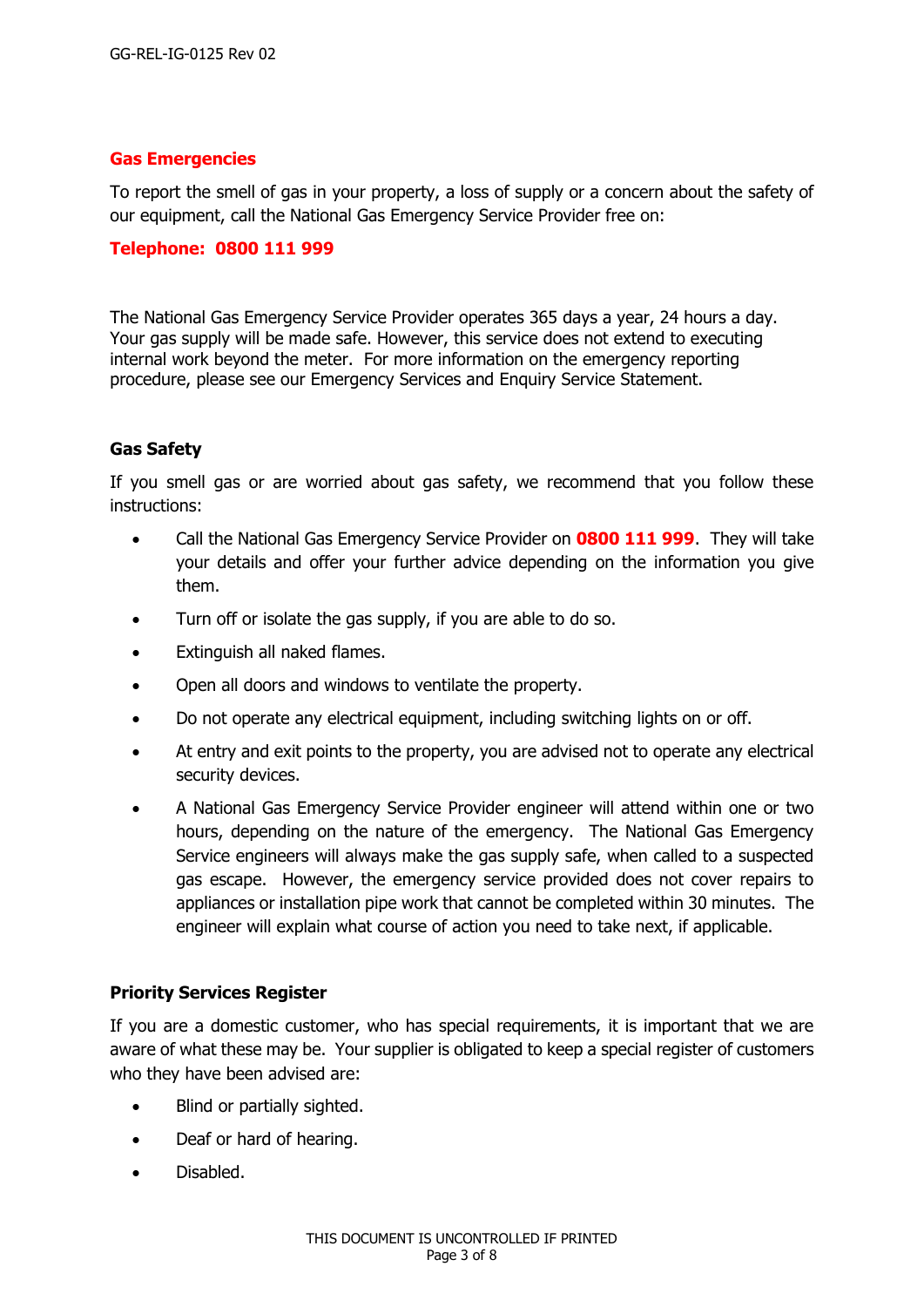## Gas Emergencies

To report the smell of gas in your property, a loss of supply or a concern about the safety of our equipment, call the National Gas Emergency Service Provider free on:

**Telephone: 0800 111 999**

The National Gas Emergency Service Provider operates 365 days a year, 24 hours a day. Your gas supply will be made safe. However, this service does not extend to executing internal work beyond the meter. For more information on the emergency reporting procedure, please see our Emergency Services and Enquiry Service Statement.

## Gas Safety

If you smell gas or are worried about gas safety, we recommend that you follow these instructions:

- Call the National Gas Emergency Service Provider on **0800 111 999**. They will take your details and offer your further advice depending on the information you give them.
- Turn off or isolate the gas supply, if you are able to do so.
- Extinguish all naked flames.
- Open all doors and windows to ventilate the property.
- Do not operate any electrical equipment, including switching lights on or off.
- At entry and exit points to the property, you are advised not to operate any electrical security devices.
- A National Gas Emergency Service Provider engineer will attend within one or two hours, depending on the nature of the emergency. The National Gas Emergency Service engineers will always make the gas supply safe, when called to a suspected gas escape. However, the emergency service provided does not cover repairs to appliances or installation pipe work that cannot be completed within 30 minutes. The engineer will explain what course of action you need to take next, if applicable.

## Priority Services Register

If you are a domestic customer, who has special requirements, it is important that we are aware of what these may be. Your supplier is obligated to keep a special register of customers who they have been advised are:

- Blind or partially sighted.
- Deaf or hard of hearing.
- Disabled.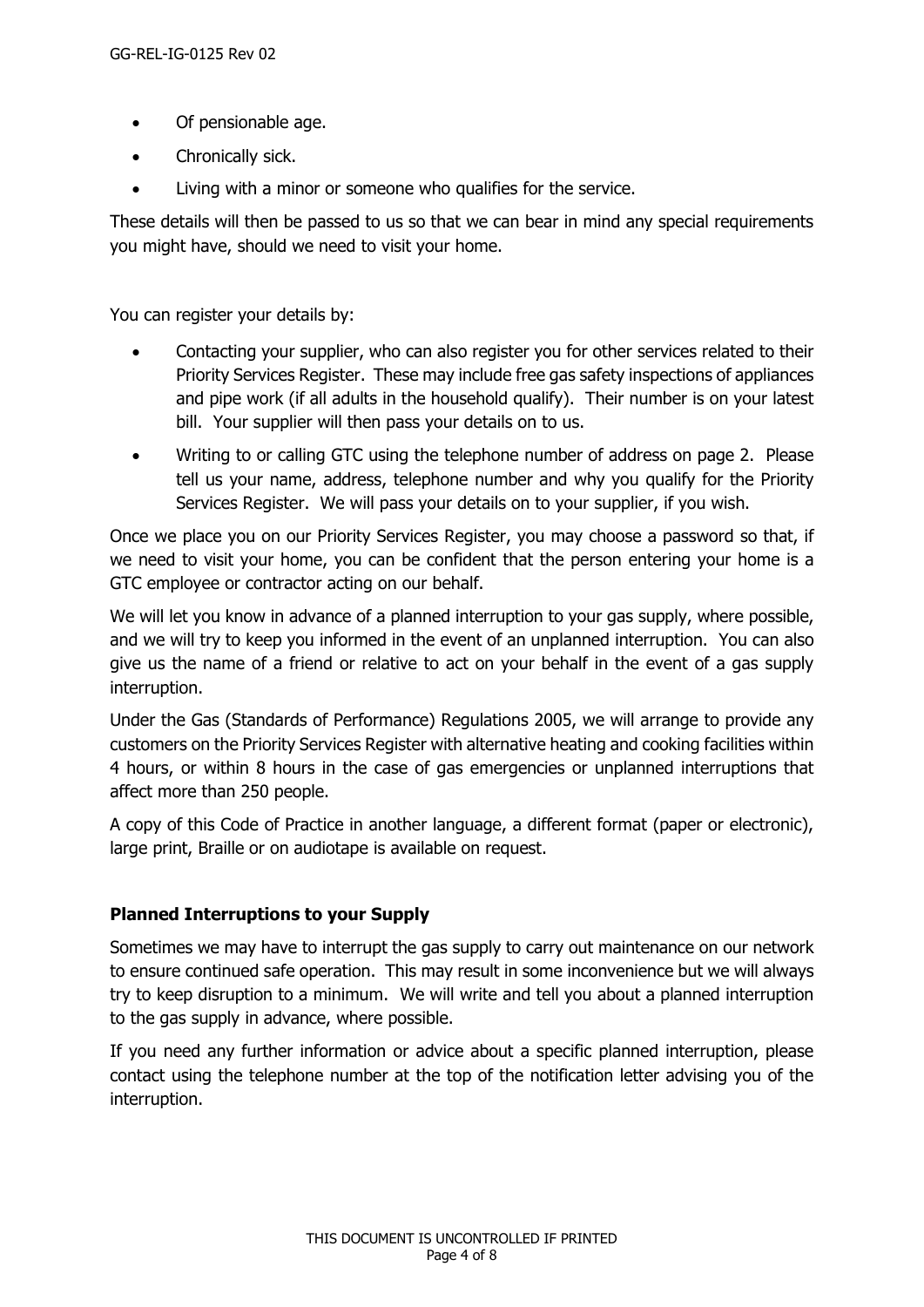- Of pensionable age.
- Chronically sick.
- Living with a minor or someone who qualifies for the service.

These details will then be passed to us so that we can bear in mind any special requirements you might have, should we need to visit your home.

You can register your details by:

- Contacting your supplier, who can also register you for other services related to their Priority Services Register. These may include free gas safety inspections of appliances and pipe work (if all adults in the household qualify). Their number is on your latest bill. Your supplier will then pass your details on to us.
- Writing to or calling GTC using the telephone number of address on page 2. Please tell us your name, address, telephone number and why you qualify for the Priority Services Register. We will pass your details on to your supplier, if you wish.

Once we place you on our Priority Services Register, you may choose a password so that, if we need to visit your home, you can be confident that the person entering your home is a GTC employee or contractor acting on our behalf.

We will let you know in advance of a planned interruption to your gas supply, where possible, and we will try to keep you informed in the event of an unplanned interruption. You can also give us the name of a friend or relative to act on your behalf in the event of a gas supply interruption.

Under the Gas (Standards of Performance) Regulations 2005, we will arrange to provide any customers on the Priority Services Register with alternative heating and cooking facilities within 4 hours, or within 8 hours in the case of gas emergencies or unplanned interruptions that affect more than 250 people.

A copy of this Code of Practice in another language, a different format (paper or electronic), large print, Braille or on audiotape is available on request.

**Planned Interruptions to your Supply**

Sometimes we may have to interrupt the gas supply to carry out maintenance on our network to ensure continued safe operation. This may result in some inconvenience but we will always try to keep disruption to a minimum. We will write and tell you about a planned interruption to the gas supply in advance, where possible.

If you need any further information or advice about a specific planned interruption, please contact using the telephone number at the top of the notification letter advising you of the interruption.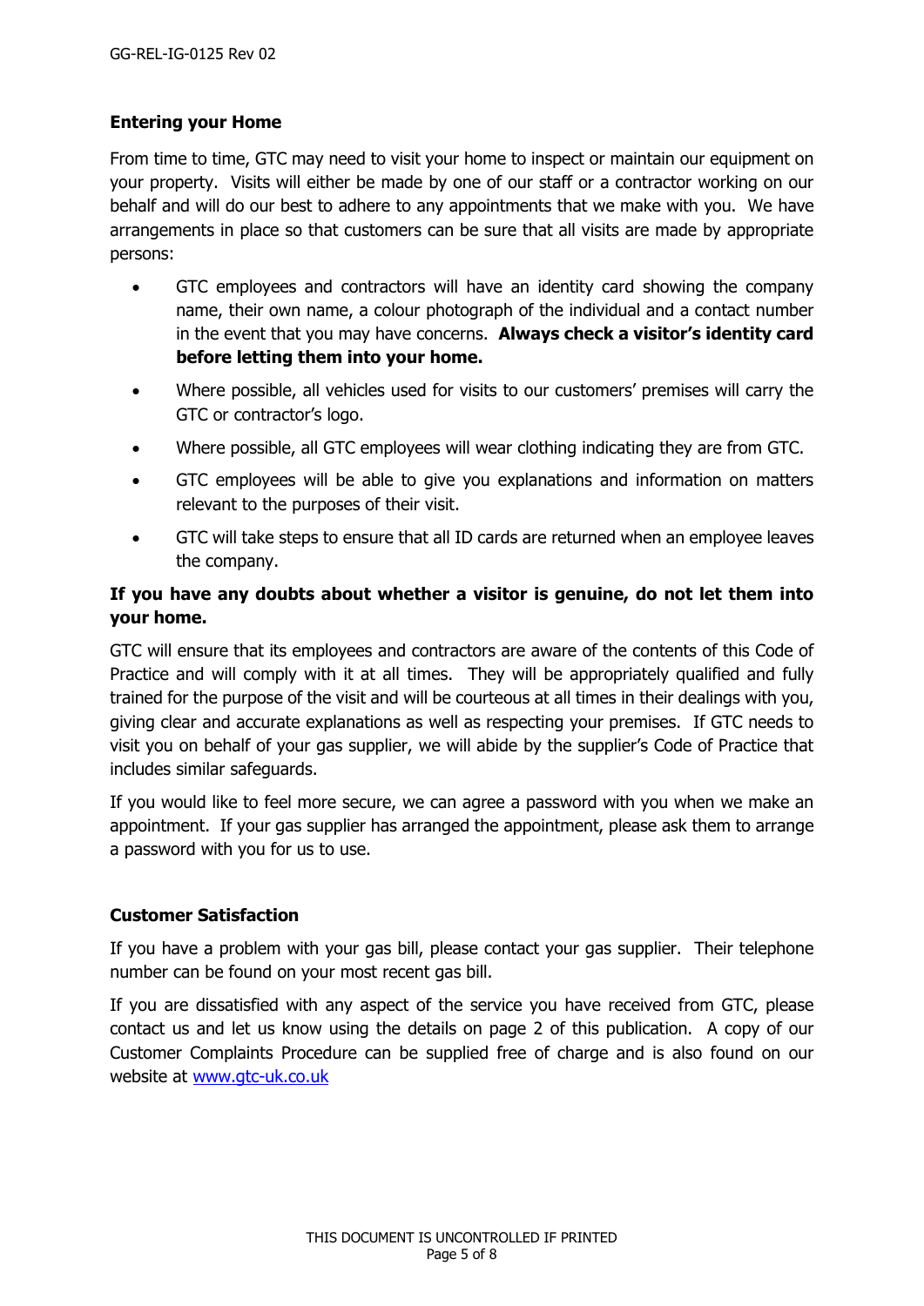## Entering your Home

From time to time, GTC may need to visit your home to inspect or maintain our equipment on your property. Visits will either be made by one of our staff or a contractor working on our behalf and will do our best to adhere to any appointments that we make with you. We have arrangements in place so that customers can be sure that all visits are made by appropriate persons:

- GTC employees and contractors will have an identity card showing the company name, their own name, a colour photograph of the individual and a contact number in the event that you may have concerns. **Always check a visitor's identity card before letting them into your home.**
- Where possible, all vehicles used for visits to our customers' premises will carry the GTC or contractor's logo.
- Where possible, all GTC employees will wear clothing indicating they are from GTC.
- GTC employees will be able to give you explanations and information on matters relevant to the purposes of their visit.
- GTC will take steps to ensure that all ID cards are returned when an employee leaves the company.

**If you have any doubts about whether a visitor is genuine, do not let them into your home.**

GTC will ensure that its employees and contractors are aware of the contents of this Code of Practice and will comply with it at all times. They will be appropriately qualified and fully trained for the purpose of the visit and will be courteous at all times in their dealings with you, giving clear and accurate explanations as well as respecting your premises. If GTC needs to visit you on behalf of your gas supplier, we will abide by the supplier's Code of Practice that includes similar safeguards.

If you would like to feel more secure, we can agree a password with you when we make an appointment. If your gas supplier has arranged the appointment, please ask them to arrange a password with you for us to use.

## Customer Satisfaction

If you have a problem with your gas bill, please contact your gas supplier. Their telephone number can be found on your most recent gas bill.

If you are dissatisfied with any aspect of the service you have received from GTC, please contact us and let us know using the details on page 2 of this publication. A copy of our Customer Complaints Procedure can be supplied free of charge and is also found on our website at [www.gtc-uk.co.uk](http://www.gtc-uk.co.uk)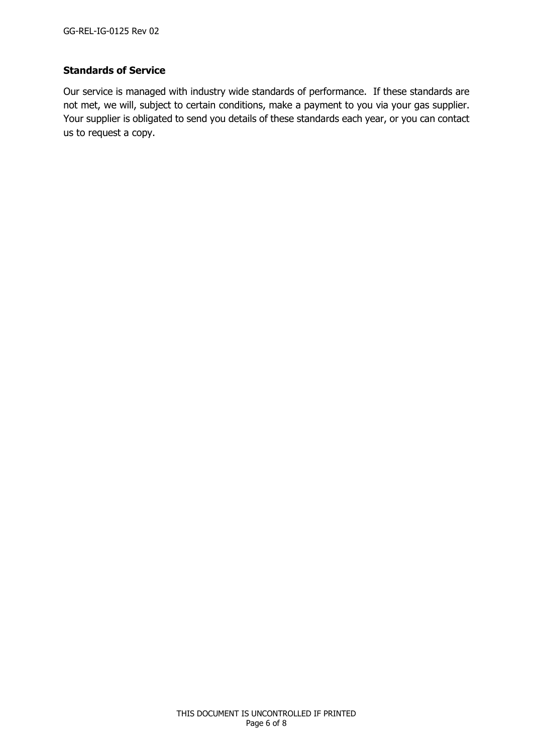## Standards of Service

Our service is managed with industry wide standards of performance. If these standards are not met, we will, subject to certain conditions, make a payment to you via your gas supplier. Your supplier is obligated to send you details of these standards each year, or you can contact us to request a copy.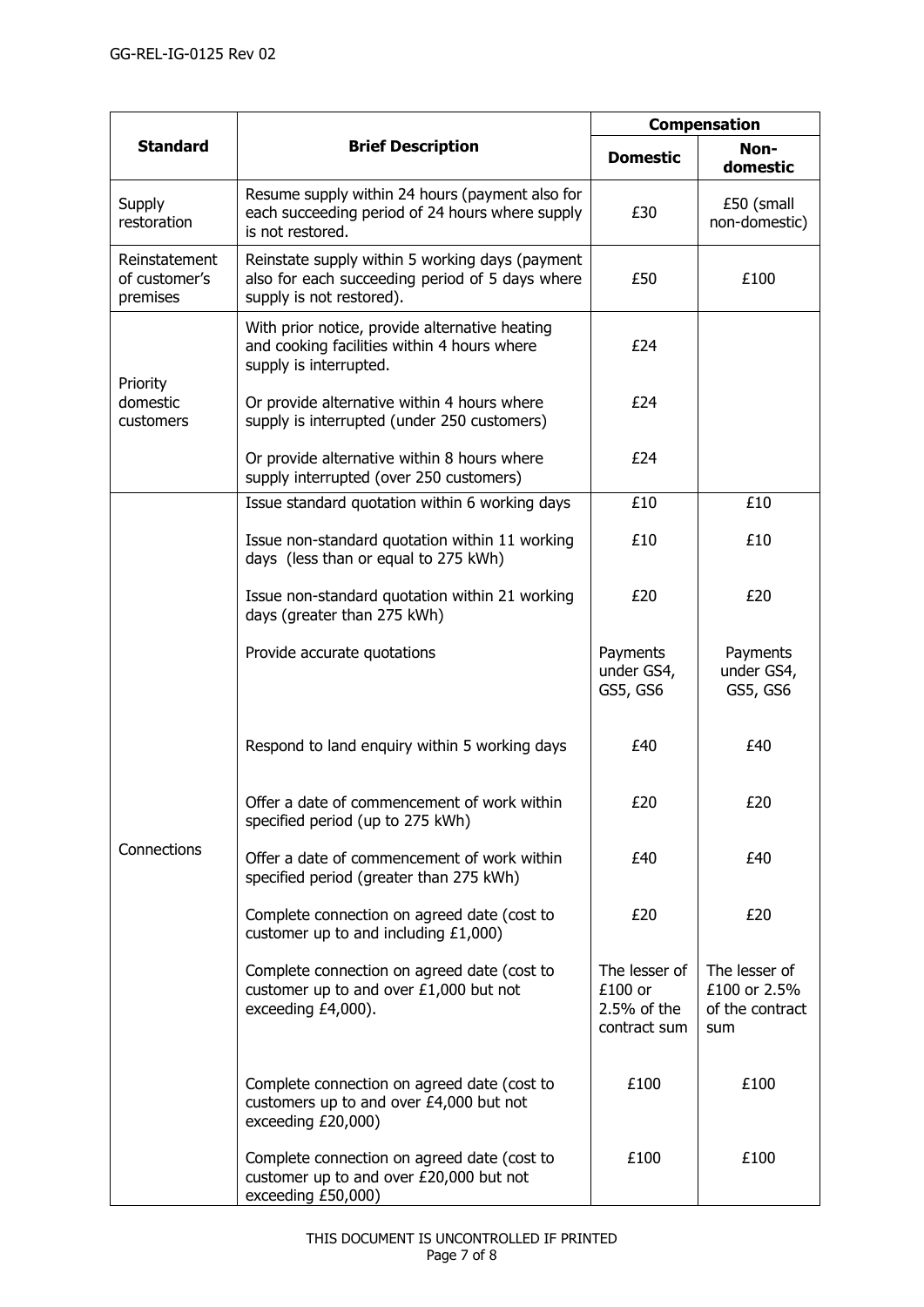| Standard | Brief Description | Compensation | |
|---|---|---|---|
| | | **Domestic** | **Non-domestic** |
| Supply restoration | Resume supply within 24 hours (payment also for each succeeding period of 24 hours where supply is not restored. | £30 | £50 (small non-domestic) |
| Reinstatement of customer's premises | Reinstate supply within 5 working days (payment also for each succeeding period of 5 days where supply is not restored). | £50 | £100 |
| Priority domestic customers | With prior notice, provide alternative heating and cooking facilities within 4 hours where supply is interrupted. | £24 | |
| | Or provide alternative within 4 hours where supply is interrupted (under 250 customers) | £24 | |
| | Or provide alternative within 8 hours where supply interrupted (over 250 customers) | £24 | |
| Connections | Issue standard quotation within 6 working days | £10 | £10 |
| | Issue non-standard quotation within 11 working days (less than or equal to 275 kWh) | £10 | £10 |
| | Issue non-standard quotation within 21 working days (greater than 275 kWh) | £20 | £20 |
| | Provide accurate quotations | Payments under GS4, GS5, GS6 | Payments under GS4, GS5, GS6 |
| | Respond to land enquiry within 5 working days | £40 | £40 |
| | Offer a date of commencement of work within specified period (up to 275 kWh) | £20 | £20 |
| | Offer a date of commencement of work within specified period (greater than 275 kWh) | £40 | £40 |
| | Complete connection on agreed date (cost to customer up to and including £1,000) | £20 | £20 |
| | Complete connection on agreed date (cost to customer up to and over £1,000 but not exceeding £4,000). | The lesser of £100 or 2.5% of the contract sum | The lesser of £100 or 2.5% of the contract sum |
| | Complete connection on agreed date (cost to customers up to and over £4,000 but not exceeding £20,000) | £100 | £100 |
| | Complete connection on agreed date (cost to customer up to and over £20,000 but not exceeding £50,000) | £100 | £100 |

THIS DOCUMENT IS UNCONTROLLED IF PRINTED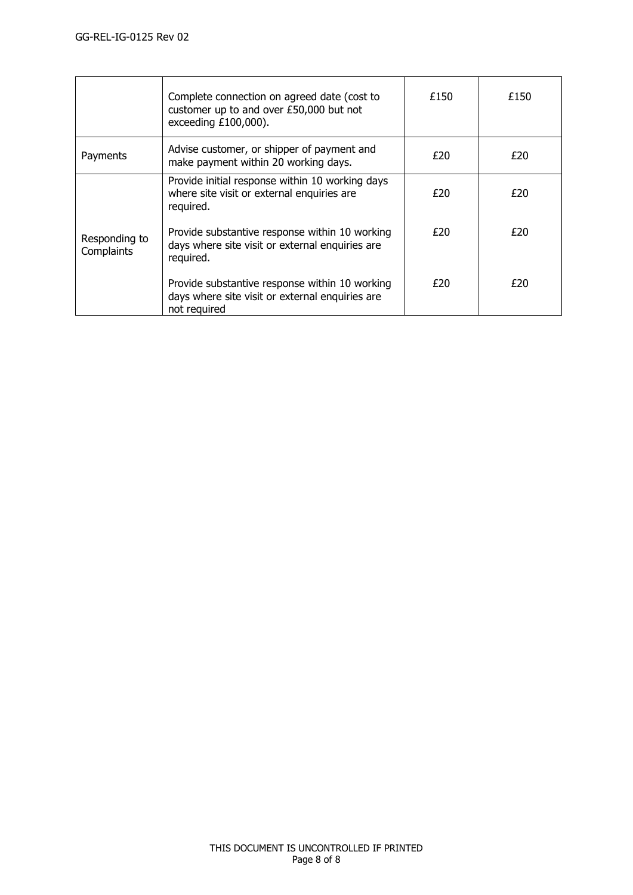| | | | |
|---|---|---|---|
| | Complete connection on agreed date (cost to customer up to and over £50,000 but not exceeding £100,000). | £150 | £150 |
| Payments | Advise customer, or shipper of payment and make payment within 20 working days. | £20 | £20 |
| Responding to Complaints | Provide initial response within 10 working days where site visit or external enquiries are required. | £20 | £20 |
| | Provide substantive response within 10 working days where site visit or external enquiries are required. | £20 | £20 |
| | Provide substantive response within 10 working days where site visit or external enquiries are not required | £20 | £20 |

THIS DOCUMENT IS UNCONTROLLED IF PRINTED